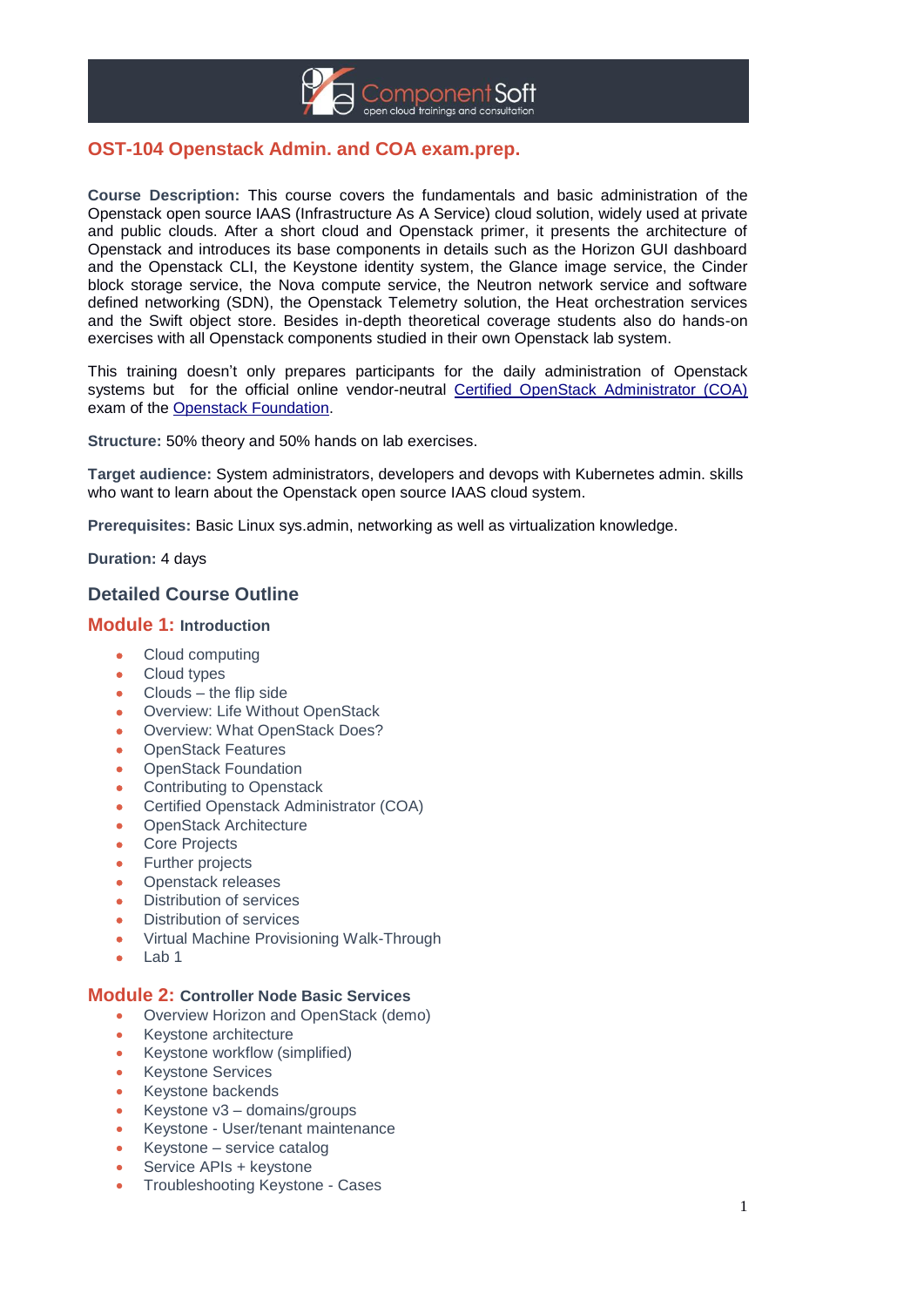# OST-104 Openstack Admin. and COA exam.prep.

**Course Description:** This course covers the fundamentals and basic administration of the Openstack open source IAAS (Infrastructure As A Service) cloud solution, widely used at private and public clouds. After a short cloud and Openstack primer, it presents the architecture of Openstack and introduces its base components in details such as the Horizon GUI dashboard and the Openstack CLI, the Keystone identity system, the Glance image service, the Cinder block storage service, the Nova compute service, the Neutron network service and software defined networking (SDN), the Openstack Telemetry solution, the Heat orchestration services and the Swift object store. Besides in-depth theoretical coverage students also do hands-on exercises with all Openstack components studied in their own Openstack lab system.

This training doesn't only prepares participants for the daily administration of Openstack systems but for the official online vendor-neutral [Certified OpenStack Administrator (COA)](#) exam of the [Openstack Foundation](#).

**Structure:** 50% theory and 50% hands on lab exercises.

**Target audience:** System administrators, developers and devops with Kubernetes admin. skills who want to learn about the Openstack open source IAAS cloud system.

**Prerequisites:** Basic Linux sys.admin, networking as well as virtualization knowledge.

**Duration:** 4 days

## Detailed Course Outline

### Module 1: Introduction

- Cloud computing
- Cloud types
- Clouds – the flip side
- Overview: Life Without OpenStack
- Overview: What OpenStack Does?
- OpenStack Features
- OpenStack Foundation
- Contributing to Openstack
- Certified Openstack Administrator (COA)
- OpenStack Architecture
- Core Projects
- Further projects
- Openstack releases
- Distribution of services
- Distribution of services
- Virtual Machine Provisioning Walk-Through
- Lab 1

### Module 2: Controller Node Basic Services

- Overview Horizon and OpenStack (demo)
- Keystone architecture
- Keystone workflow (simplified)
- Keystone Services
- Keystone backends
- Keystone v3 – domains/groups
- Keystone - User/tenant maintenance
- Keystone – service catalog
- Service APIs + keystone
- Troubleshooting Keystone - Cases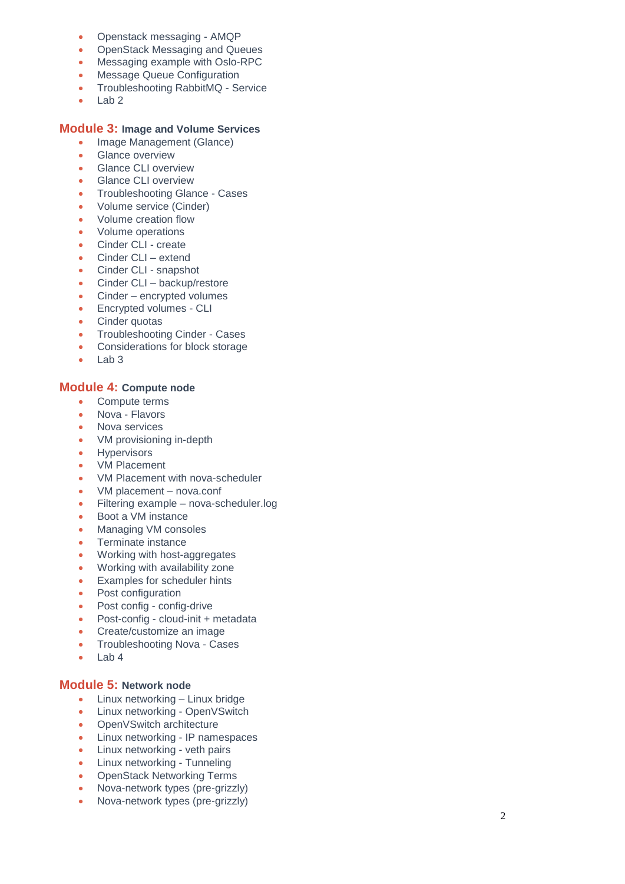- Openstack messaging - AMQP
- OpenStack Messaging and Queues
- Messaging example with Oslo-RPC
- Message Queue Configuration
- Troubleshooting RabbitMQ - Service
- Lab 2

## Module 3: Image and Volume Services

- Image Management (Glance)
- Glance overview
- Glance CLI overview
- Glance CLI overview
- Troubleshooting Glance - Cases
- Volume service (Cinder)
- Volume creation flow
- Volume operations
- Cinder CLI - create
- Cinder CLI – extend
- Cinder CLI - snapshot
- Cinder CLI – backup/restore
- Cinder – encrypted volumes
- Encrypted volumes - CLI
- Cinder quotas
- Troubleshooting Cinder - Cases
- Considerations for block storage
- Lab 3

## Module 4: Compute node

- Compute terms
- Nova - Flavors
- Nova services
- VM provisioning in-depth
- Hypervisors
- VM Placement
- VM Placement with nova-scheduler
- VM placement – nova.conf
- Filtering example – nova-scheduler.log
- Boot a VM instance
- Managing VM consoles
- Terminate instance
- Working with host-aggregates
- Working with availability zone
- Examples for scheduler hints
- Post configuration
- Post config - config-drive
- Post-config - cloud-init + metadata
- Create/customize an image
- Troubleshooting Nova - Cases
- Lab 4

## Module 5: Network node

- Linux networking – Linux bridge
- Linux networking - OpenVSwitch
- OpenVSwitch architecture
- Linux networking - IP namespaces
- Linux networking - veth pairs
- Linux networking - Tunneling
- OpenStack Networking Terms
- Nova-network types (pre-grizzly)
- Nova-network types (pre-grizzly)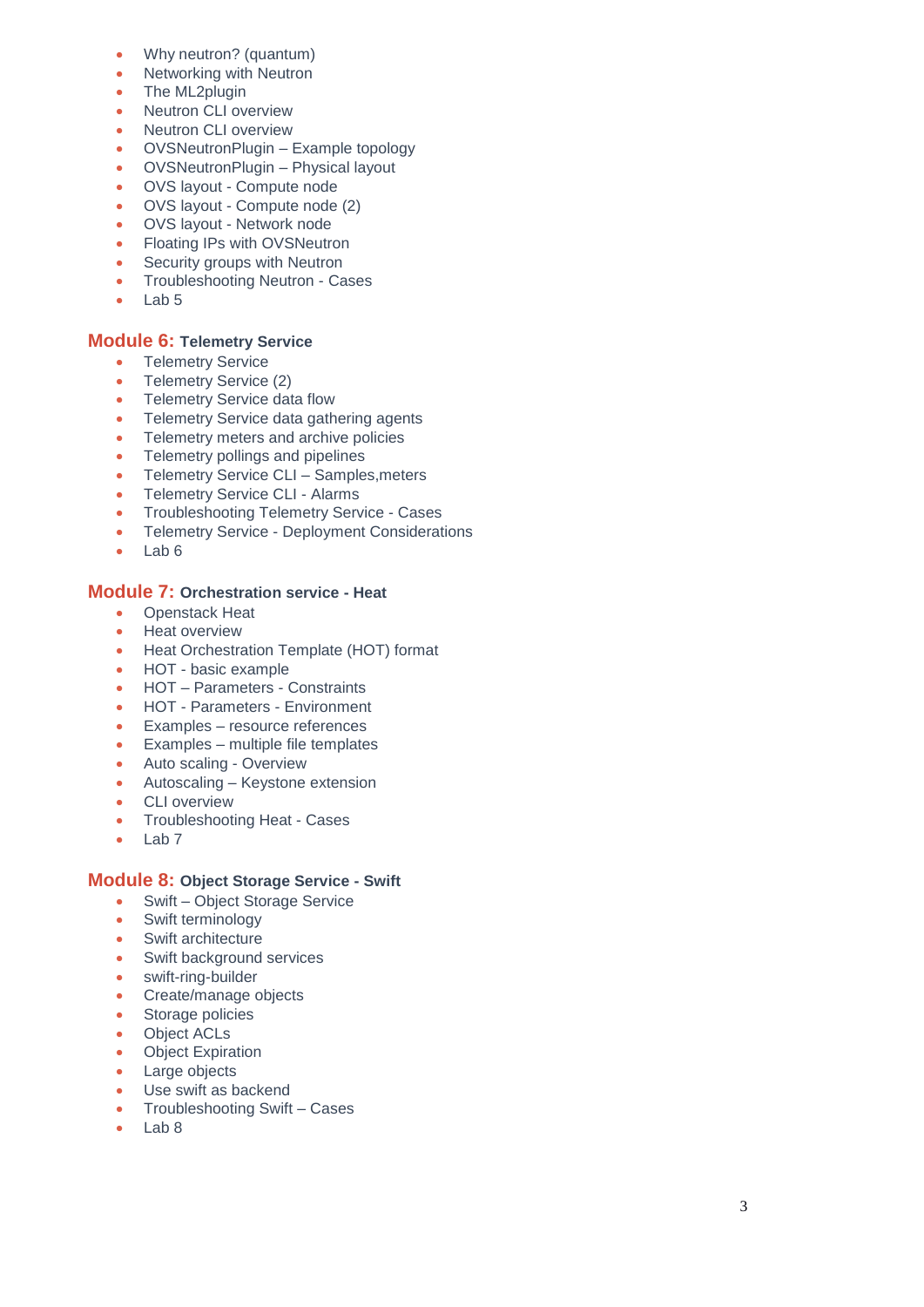- Why neutron? (quantum)
- Networking with Neutron
- The ML2plugin
- Neutron CLI overview
- Neutron CLI overview
- OVSNeutronPlugin – Example topology
- OVSNeutronPlugin – Physical layout
- OVS layout - Compute node
- OVS layout - Compute node (2)
- OVS layout - Network node
- Floating IPs with OVSNeutron
- Security groups with Neutron
- Troubleshooting Neutron - Cases
- Lab 5

## Module 6: Telemetry Service

- Telemetry Service
- Telemetry Service (2)
- Telemetry Service data flow
- Telemetry Service data gathering agents
- Telemetry meters and archive policies
- Telemetry pollings and pipelines
- Telemetry Service CLI – Samples,meters
- Telemetry Service CLI - Alarms
- Troubleshooting Telemetry Service - Cases
- Telemetry Service - Deployment Considerations
- Lab 6

## Module 7: Orchestration service - Heat

- Openstack Heat
- Heat overview
- Heat Orchestration Template (HOT) format
- HOT - basic example
- HOT – Parameters - Constraints
- HOT - Parameters - Environment
- Examples – resource references
- Examples – multiple file templates
- Auto scaling - Overview
- Autoscaling – Keystone extension
- CLI overview
- Troubleshooting Heat - Cases
- Lab 7

## Module 8: Object Storage Service - Swift

- Swift – Object Storage Service
- Swift terminology
- Swift architecture
- Swift background services
- swift-ring-builder
- Create/manage objects
- Storage policies
- Object ACLs
- Object Expiration
- Large objects
- Use swift as backend
- Troubleshooting Swift – Cases
- Lab 8